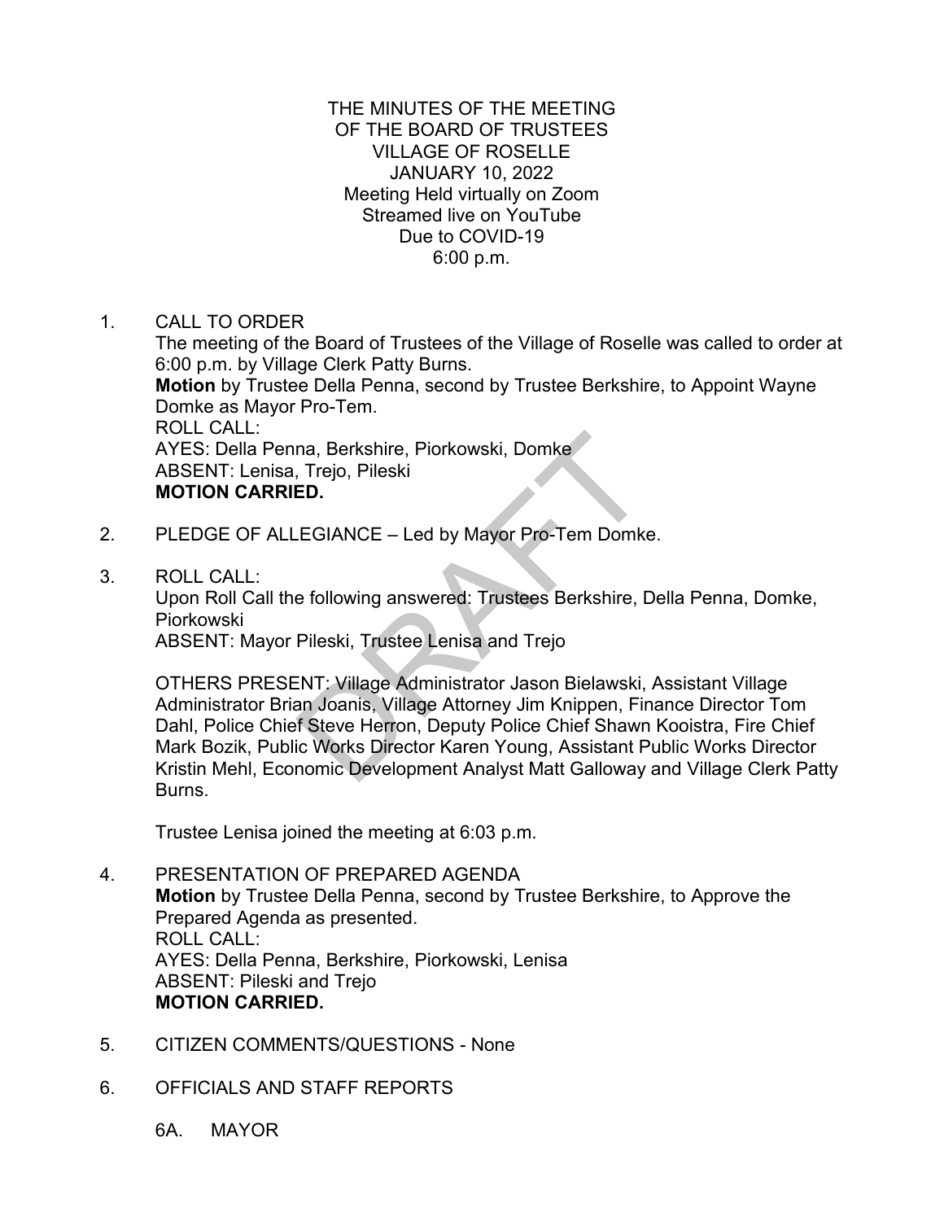THE MINUTES OF THE MEETING
OF THE BOARD OF TRUSTEES
VILLAGE OF ROSELLE
JANUARY 10, 2022
Meeting Held virtually on Zoom
Streamed live on YouTube
Due to COVID-19
6:00 p.m.

1. CALL TO ORDER
   The meeting of the Board of Trustees of the Village of Roselle was called to order at 6:00 p.m. by Village Clerk Patty Burns.
   **Motion** by Trustee Della Penna, second by Trustee Berkshire, to Appoint Wayne Domke as Mayor Pro-Tem.
   ROLL CALL:
   AYES: Della Penna, Berkshire, Piorkowski, Domke
   ABSENT: Lenisa, Trejo, Pileski
   **MOTION CARRIED.**

2. PLEDGE OF ALLEGIANCE – Led by Mayor Pro-Tem Domke.

3. ROLL CALL:
   Upon Roll Call the following answered: Trustees Berkshire, Della Penna, Domke, Piorkowski
   ABSENT: Mayor Pileski, Trustee Lenisa and Trejo

   OTHERS PRESENT: Village Administrator Jason Bielawski, Assistant Village Administrator Brian Joanis, Village Attorney Jim Knippen, Finance Director Tom Dahl, Police Chief Steve Herron, Deputy Police Chief Shawn Kooistra, Fire Chief Mark Bozik, Public Works Director Karen Young, Assistant Public Works Director Kristin Mehl, Economic Development Analyst Matt Galloway and Village Clerk Patty Burns.

   Trustee Lenisa joined the meeting at 6:03 p.m.

4. PRESENTATION OF PREPARED AGENDA
   **Motion** by Trustee Della Penna, second by Trustee Berkshire, to Approve the Prepared Agenda as presented.
   ROLL CALL:
   AYES: Della Penna, Berkshire, Piorkowski, Lenisa
   ABSENT: Pileski and Trejo
   **MOTION CARRIED.**

5. CITIZEN COMMENTS/QUESTIONS - None

6. OFFICIALS AND STAFF REPORTS

   6A. MAYOR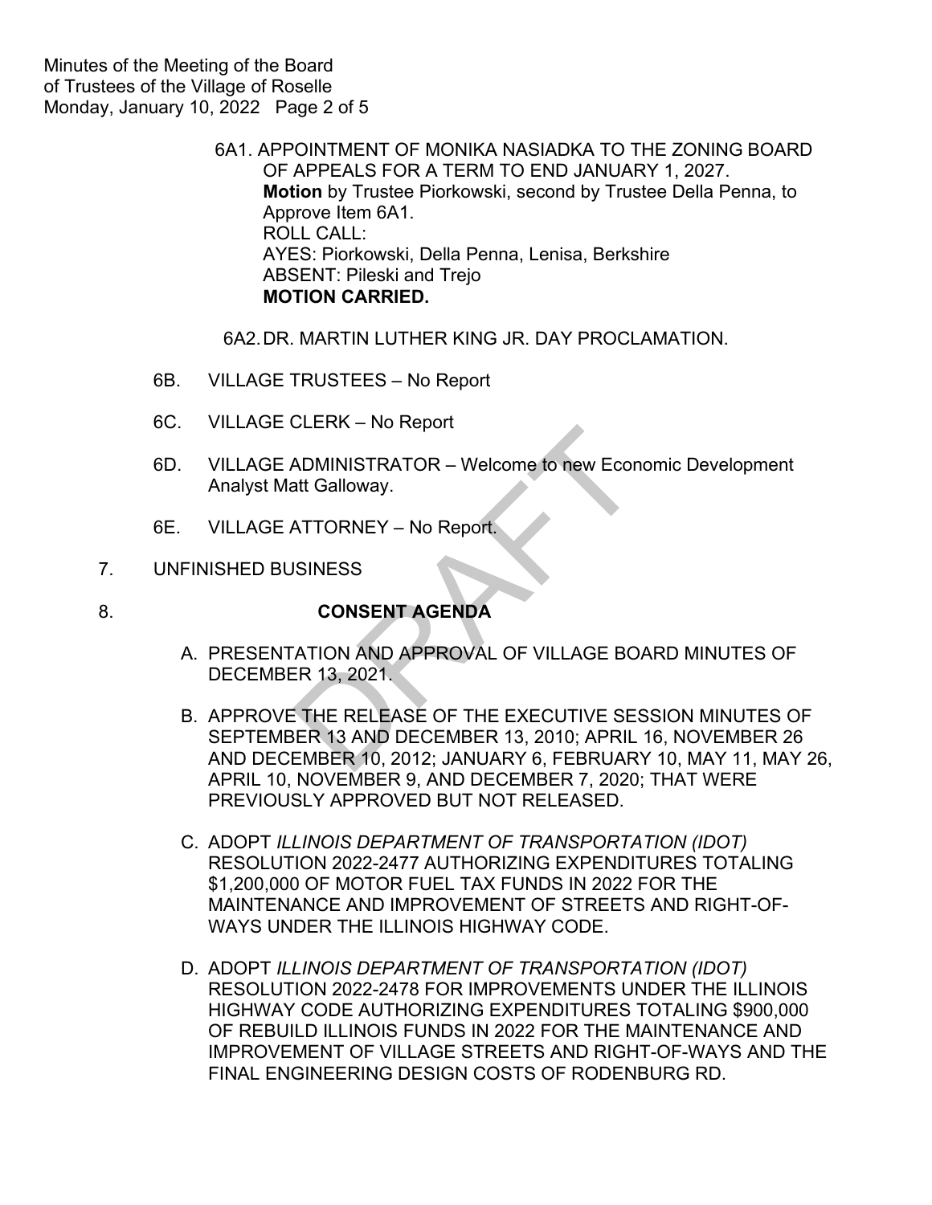6A1. APPOINTMENT OF MONIKA NASIADKA TO THE ZONING BOARD OF APPEALS FOR A TERM TO END JANUARY 1, 2027.
**Motion** by Trustee Piorkowski, second by Trustee Della Penna, to Approve Item 6A1.
ROLL CALL:
AYES: Piorkowski, Della Penna, Lenisa, Berkshire
ABSENT: Pileski and Trejo
**MOTION CARRIED.**

6A2. DR. MARTIN LUTHER KING JR. DAY PROCLAMATION.

6B. VILLAGE TRUSTEES – No Report

6C. VILLAGE CLERK – No Report

6D. VILLAGE ADMINISTRATOR – Welcome to new Economic Development Analyst Matt Galloway.

6E. VILLAGE ATTORNEY – No Report.

7. UNFINISHED BUSINESS

8. **CONSENT AGENDA**

A. PRESENTATION AND APPROVAL OF VILLAGE BOARD MINUTES OF DECEMBER 13, 2021.

B. APPROVE THE RELEASE OF THE EXECUTIVE SESSION MINUTES OF SEPTEMBER 13 AND DECEMBER 13, 2010; APRIL 16, NOVEMBER 26 AND DECEMBER 10, 2012; JANUARY 6, FEBRUARY 10, MAY 11, MAY 26, APRIL 10, NOVEMBER 9, AND DECEMBER 7, 2020; THAT WERE PREVIOUSLY APPROVED BUT NOT RELEASED.

C. ADOPT *ILLINOIS DEPARTMENT OF TRANSPORTATION (IDOT)* RESOLUTION 2022-2477 AUTHORIZING EXPENDITURES TOTALING $1,200,000 OF MOTOR FUEL TAX FUNDS IN 2022 FOR THE MAINTENANCE AND IMPROVEMENT OF STREETS AND RIGHT-OF-WAYS UNDER THE ILLINOIS HIGHWAY CODE.

D. ADOPT *ILLINOIS DEPARTMENT OF TRANSPORTATION (IDOT)* RESOLUTION 2022-2478 FOR IMPROVEMENTS UNDER THE ILLINOIS HIGHWAY CODE AUTHORIZING EXPENDITURES TOTALING $900,000 OF REBUILD ILLINOIS FUNDS IN 2022 FOR THE MAINTENANCE AND IMPROVEMENT OF VILLAGE STREETS AND RIGHT-OF-WAYS AND THE FINAL ENGINEERING DESIGN COSTS OF RODENBURG RD.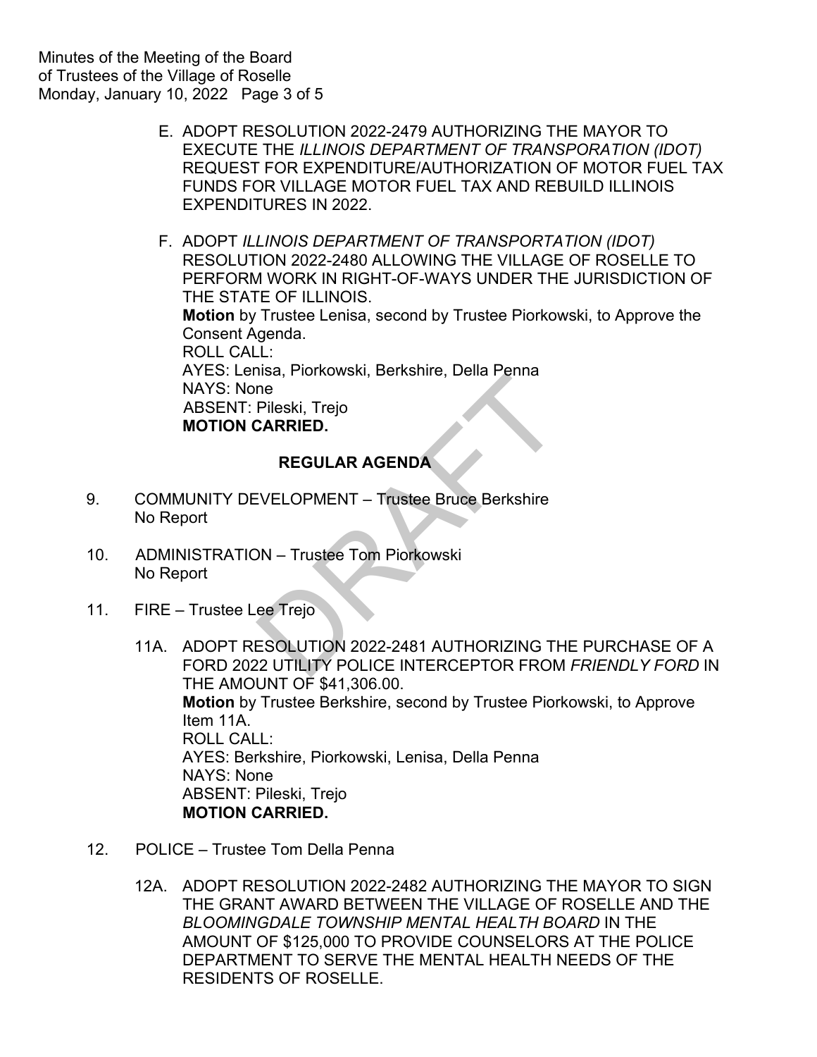E. ADOPT RESOLUTION 2022-2479 AUTHORIZING THE MAYOR TO EXECUTE THE *ILLINOIS DEPARTMENT OF TRANSPORATION (IDOT)* REQUEST FOR EXPENDITURE/AUTHORIZATION OF MOTOR FUEL TAX FUNDS FOR VILLAGE MOTOR FUEL TAX AND REBUILD ILLINOIS EXPENDITURES IN 2022.

F. ADOPT *ILLINOIS DEPARTMENT OF TRANSPORTATION (IDOT)* RESOLUTION 2022-2480 ALLOWING THE VILLAGE OF ROSELLE TO PERFORM WORK IN RIGHT-OF-WAYS UNDER THE JURISDICTION OF THE STATE OF ILLINOIS.
**Motion** by Trustee Lenisa, second by Trustee Piorkowski, to Approve the Consent Agenda.
ROLL CALL:
AYES: Lenisa, Piorkowski, Berkshire, Della Penna
NAYS: None
ABSENT: Pileski, Trejo
**MOTION CARRIED.**

## REGULAR AGENDA

9. COMMUNITY DEVELOPMENT – Trustee Bruce Berkshire
No Report

10. ADMINISTRATION – Trustee Tom Piorkowski
No Report

11. FIRE – Trustee Lee Trejo

11A. ADOPT RESOLUTION 2022-2481 AUTHORIZING THE PURCHASE OF A FORD 2022 UTILITY POLICE INTERCEPTOR FROM *FRIENDLY FORD* IN THE AMOUNT OF $41,306.00.
**Motion** by Trustee Berkshire, second by Trustee Piorkowski, to Approve Item 11A.
ROLL CALL:
AYES: Berkshire, Piorkowski, Lenisa, Della Penna
NAYS: None
ABSENT: Pileski, Trejo
**MOTION CARRIED.**

12. POLICE – Trustee Tom Della Penna

12A. ADOPT RESOLUTION 2022-2482 AUTHORIZING THE MAYOR TO SIGN THE GRANT AWARD BETWEEN THE VILLAGE OF ROSELLE AND THE *BLOOMINGDALE TOWNSHIP MENTAL HEALTH BOARD* IN THE AMOUNT OF $125,000 TO PROVIDE COUNSELORS AT THE POLICE DEPARTMENT TO SERVE THE MENTAL HEALTH NEEDS OF THE RESIDENTS OF ROSELLE.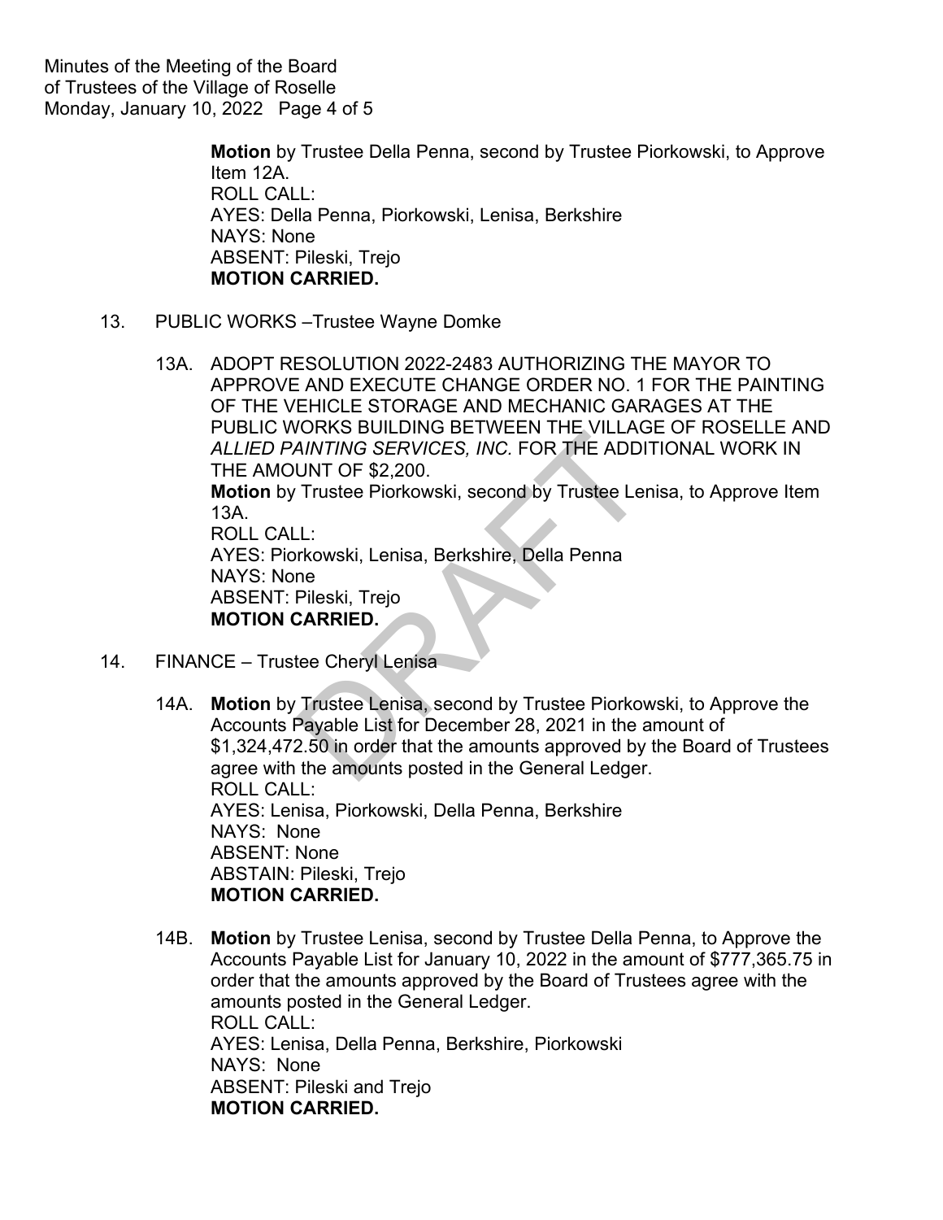**Motion** by Trustee Della Penna, second by Trustee Piorkowski, to Approve Item 12A.
ROLL CALL:
AYES: Della Penna, Piorkowski, Lenisa, Berkshire
NAYS: None
ABSENT: Pileski, Trejo
**MOTION CARRIED.**

13. PUBLIC WORKS –Trustee Wayne Domke

13A. ADOPT RESOLUTION 2022-2483 AUTHORIZING THE MAYOR TO APPROVE AND EXECUTE CHANGE ORDER NO. 1 FOR THE PAINTING OF THE VEHICLE STORAGE AND MECHANIC GARAGES AT THE PUBLIC WORKS BUILDING BETWEEN THE VILLAGE OF ROSELLE AND *ALLIED PAINTING SERVICES, INC.* FOR THE ADDITIONAL WORK IN THE AMOUNT OF $2,200.
**Motion** by Trustee Piorkowski, second by Trustee Lenisa, to Approve Item 13A.
ROLL CALL:
AYES: Piorkowski, Lenisa, Berkshire, Della Penna
NAYS: None
ABSENT: Pileski, Trejo
**MOTION CARRIED.**

14. FINANCE – Trustee Cheryl Lenisa

14A. **Motion** by Trustee Lenisa, second by Trustee Piorkowski, to Approve the Accounts Payable List for December 28, 2021 in the amount of $1,324,472.50 in order that the amounts approved by the Board of Trustees agree with the amounts posted in the General Ledger.
ROLL CALL:
AYES: Lenisa, Piorkowski, Della Penna, Berkshire
NAYS: None
ABSENT: None
ABSTAIN: Pileski, Trejo
**MOTION CARRIED.**

14B. **Motion** by Trustee Lenisa, second by Trustee Della Penna, to Approve the Accounts Payable List for January 10, 2022 in the amount of $777,365.75 in order that the amounts approved by the Board of Trustees agree with the amounts posted in the General Ledger.
ROLL CALL:
AYES: Lenisa, Della Penna, Berkshire, Piorkowski
NAYS: None
ABSENT: Pileski and Trejo
**MOTION CARRIED.**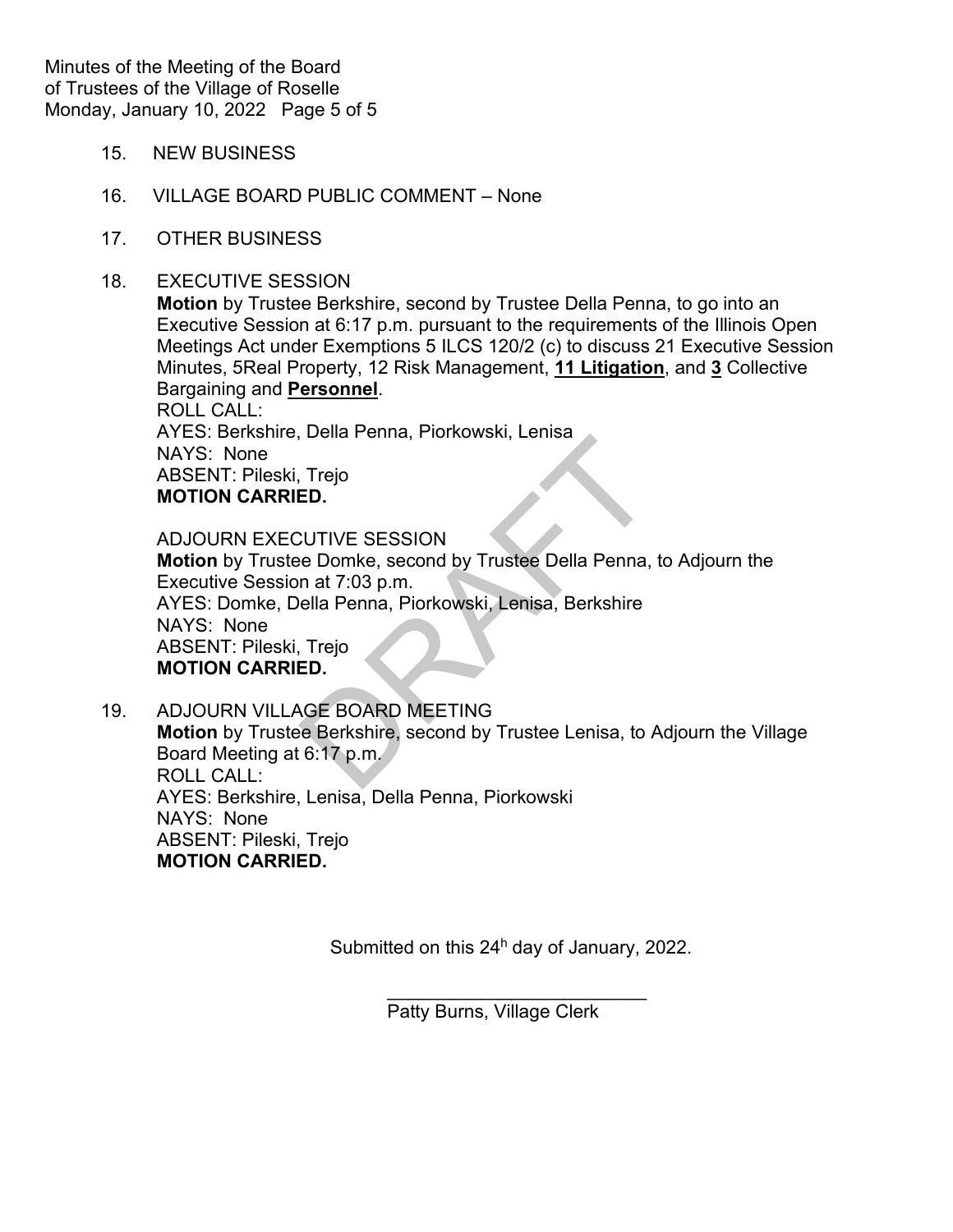15. NEW BUSINESS

16. VILLAGE BOARD PUBLIC COMMENT – None

17. OTHER BUSINESS

18. EXECUTIVE SESSION
    **Motion** by Trustee Berkshire, second by Trustee Della Penna, to go into an Executive Session at 6:17 p.m. pursuant to the requirements of the Illinois Open Meetings Act under Exemptions 5 ILCS 120/2 (c) to discuss 21 Executive Session Minutes, 5Real Property, 12 Risk Management, **<u>11 Litigation</u>**, and **<u>3</u>** Collective Bargaining and **<u>Personnel</u>**.
    ROLL CALL:
    AYES: Berkshire, Della Penna, Piorkowski, Lenisa
    NAYS: None
    ABSENT: Pileski, Trejo
    **MOTION CARRIED.**

    ADJOURN EXECUTIVE SESSION
    **Motion** by Trustee Domke, second by Trustee Della Penna, to Adjourn the Executive Session at 7:03 p.m.
    AYES: Domke, Della Penna, Piorkowski, Lenisa, Berkshire
    NAYS: None
    ABSENT: Pileski, Trejo
    **MOTION CARRIED.**

19. ADJOURN VILLAGE BOARD MEETING
    **Motion** by Trustee Berkshire, second by Trustee Lenisa, to Adjourn the Village Board Meeting at 6:17 p.m.
    ROLL CALL:
    AYES: Berkshire, Lenisa, Della Penna, Piorkowski
    NAYS: None
    ABSENT: Pileski, Trejo
    **MOTION CARRIED.**

DRAFT

Submitted on this 24h day of January, 2022.

\_\_\_\_\_\_\_\_\_\_\_\_\_\_\_\_\_\_\_\_\_\_\_\_\_\_
Patty Burns, Village Clerk